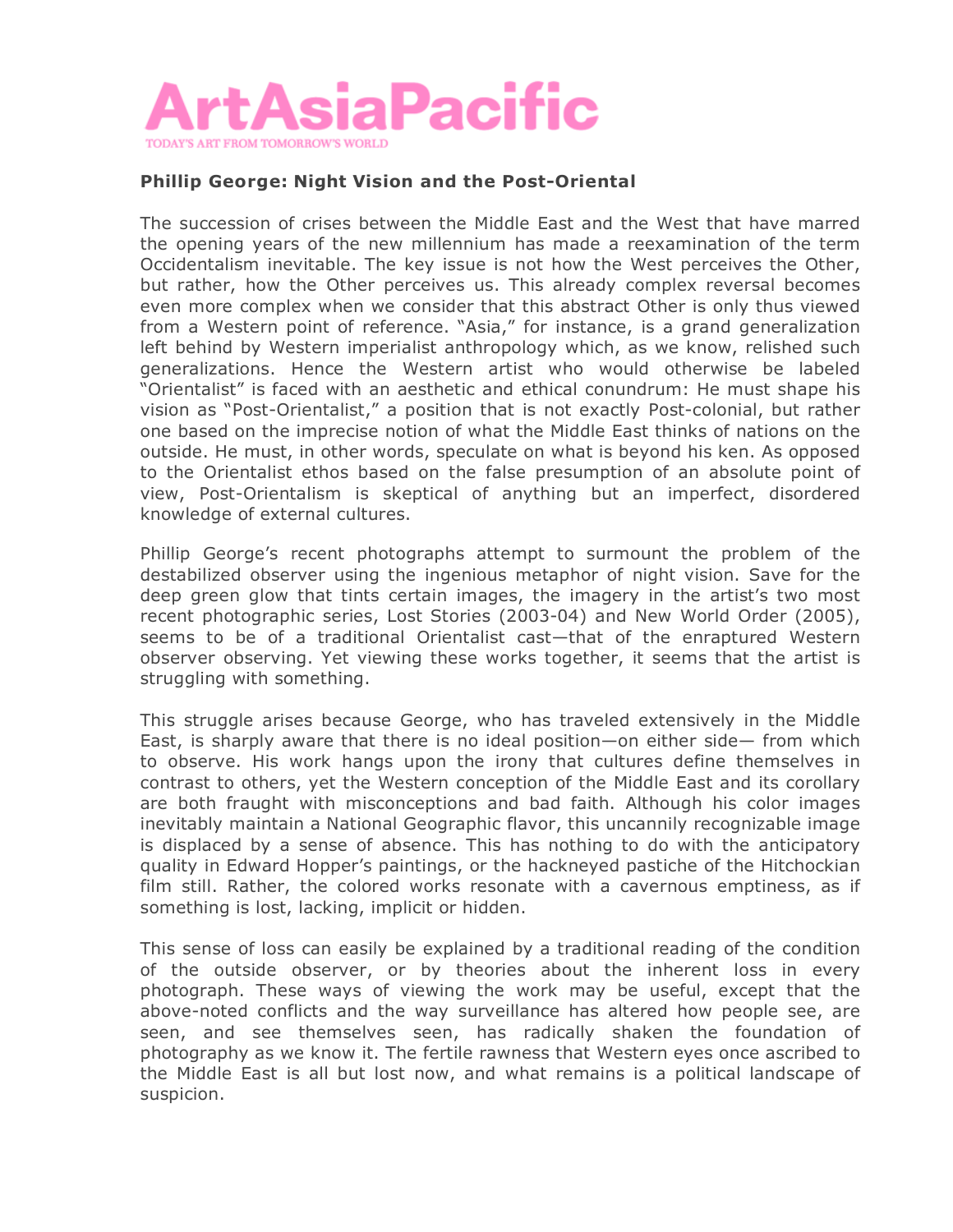# ArtAsiaPacific

TODAY'S ART FROM TOMORROW'S WORLD

**Phillip George: Night Vision and the Post-Oriental**

The succession of crises between the Middle East and the West that have marred the opening years of the new millennium has made a reexamination of the term Occidentalism inevitable. The key issue is not how the West perceives the Other, but rather, how the Other perceives us. This already complex reversal becomes even more complex when we consider that this abstract Other is only thus viewed from a Western point of reference. "Asia," for instance, is a grand generalization left behind by Western imperialist anthropology which, as we know, relished such generalizations. Hence the Western artist who would otherwise be labeled "Orientalist" is faced with an aesthetic and ethical conundrum: He must shape his vision as "Post-Orientalist," a position that is not exactly Post-colonial, but rather one based on the imprecise notion of what the Middle East thinks of nations on the outside. He must, in other words, speculate on what is beyond his ken. As opposed to the Orientalist ethos based on the false presumption of an absolute point of view, Post-Orientalism is skeptical of anything but an imperfect, disordered knowledge of external cultures.

Phillip George's recent photographs attempt to surmount the problem of the destabilized observer using the ingenious metaphor of night vision. Save for the deep green glow that tints certain images, the imagery in the artist's two most recent photographic series, Lost Stories (2003-04) and New World Order (2005), seems to be of a traditional Orientalist cast—that of the enraptured Western observer observing. Yet viewing these works together, it seems that the artist is struggling with something.

This struggle arises because George, who has traveled extensively in the Middle East, is sharply aware that there is no ideal position—on either side— from which to observe. His work hangs upon the irony that cultures define themselves in contrast to others, yet the Western conception of the Middle East and its corollary are both fraught with misconceptions and bad faith. Although his color images inevitably maintain a National Geographic flavor, this uncannily recognizable image is displaced by a sense of absence. This has nothing to do with the anticipatory quality in Edward Hopper's paintings, or the hackneyed pastiche of the Hitchockian film still. Rather, the colored works resonate with a cavernous emptiness, as if something is lost, lacking, implicit or hidden.

This sense of loss can easily be explained by a traditional reading of the condition of the outside observer, or by theories about the inherent loss in every photograph. These ways of viewing the work may be useful, except that the above-noted conflicts and the way surveillance has altered how people see, are seen, and see themselves seen, has radically shaken the foundation of photography as we know it. The fertile rawness that Western eyes once ascribed to the Middle East is all but lost now, and what remains is a political landscape of suspicion.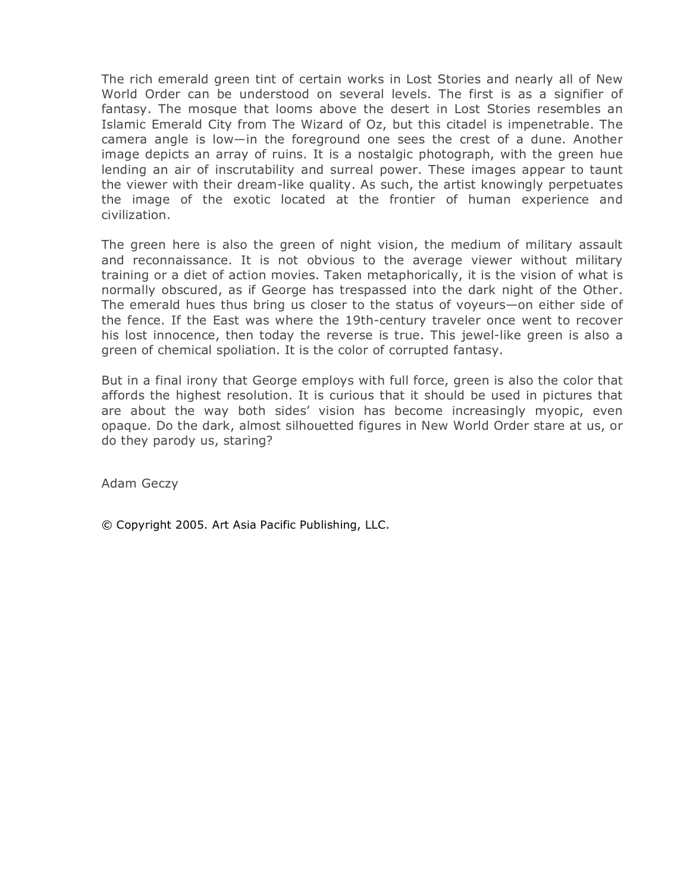The rich emerald green tint of certain works in Lost Stories and nearly all of New World Order can be understood on several levels. The first is as a signifier of fantasy. The mosque that looms above the desert in Lost Stories resembles an Islamic Emerald City from The Wizard of Oz, but this citadel is impenetrable. The camera angle is low—in the foreground one sees the crest of a dune. Another image depicts an array of ruins. It is a nostalgic photograph, with the green hue lending an air of inscrutability and surreal power. These images appear to taunt the viewer with their dream-like quality. As such, the artist knowingly perpetuates the image of the exotic located at the frontier of human experience and civilization.

The green here is also the green of night vision, the medium of military assault and reconnaissance. It is not obvious to the average viewer without military training or a diet of action movies. Taken metaphorically, it is the vision of what is normally obscured, as if George has trespassed into the dark night of the Other. The emerald hues thus bring us closer to the status of voyeurs—on either side of the fence. If the East was where the 19th-century traveler once went to recover his lost innocence, then today the reverse is true. This jewel-like green is also a green of chemical spoliation. It is the color of corrupted fantasy.

But in a final irony that George employs with full force, green is also the color that affords the highest resolution. It is curious that it should be used in pictures that are about the way both sides' vision has become increasingly myopic, even opaque. Do the dark, almost silhouetted figures in New World Order stare at us, or do they parody us, staring?

Adam Geczy

© Copyright 2005. Art Asia Pacific Publishing, LLC.